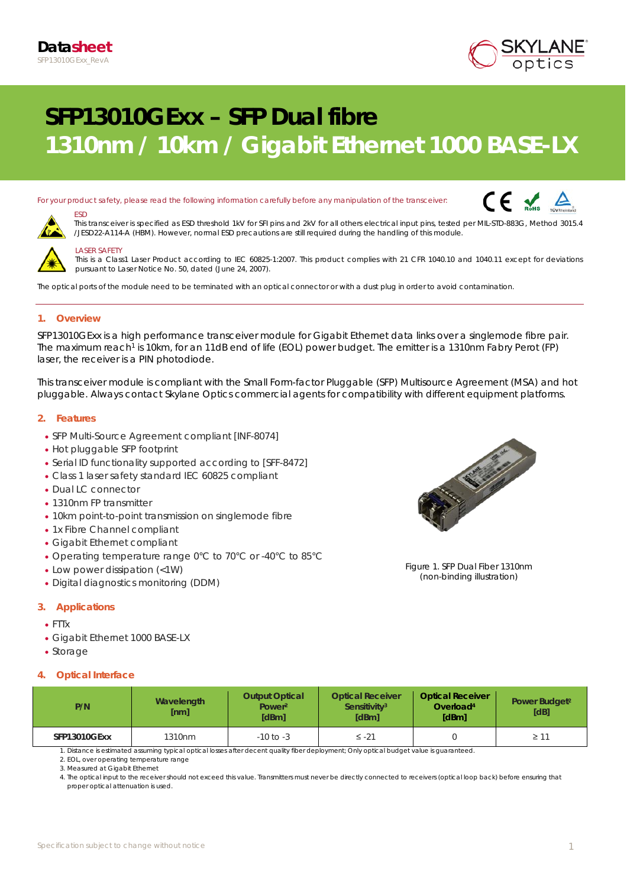**Datasheet**
SFP13010GExx_RevA

# SFP13010GExx – SFP Dual fibre
## 1310nm / 10km / Gigabit Ethernet 1000 BASE-LX

For your product safety, please read the following information carefully before any manipulation of the transceiver:

ESD
This transceiver is specified as ESD threshold 1kV for SFI pins and 2kV for all others electrical input pins, tested per MIL-STD-883G, Method 3015.4 /JESD22-A114-A (HBM). However, normal ESD precautions are still required during the handling of this module.

LASER SAFETY
This is a Class1 Laser Product according to IEC 60825-1:2007. This product complies with 21 CFR 1040.10 and 1040.11 except for deviations pursuant to Laser Notice No. 50, dated (June 24, 2007).

The optical ports of the module need to be terminated with an optical connector or with a dust plug in order to avoid contamination.

### 1. Overview

SFP13010GExx is a high performance transceiver module for Gigabit Ethernet data links over a singlemode fibre pair. The maximum reach[1] is 10km, for an 11dB end of life (EOL) power budget. The emitter is a 1310nm Fabry Perot (FP) laser, the receiver is a PIN photodiode.

This transceiver module is compliant with the Small Form-factor Pluggable (SFP) Multisource Agreement (MSA) and hot pluggable. Always contact Skylane Optics commercial agents for compatibility with different equipment platforms.

### 2. Features

- SFP Multi-Source Agreement compliant [INF-8074]
- Hot pluggable SFP footprint
- Serial ID functionality supported according to [SFF-8472]
- Class 1 laser safety standard IEC 60825 compliant
- Dual LC connector
- 1310nm FP transmitter
- 10km point-to-point transmission on singlemode fibre
- 1x Fibre Channel compliant
- Gigabit Ethernet compliant
- Operating temperature range 0°C to 70°C or -40°C to 85°C
- Low power dissipation (<1W)
- Digital diagnostics monitoring (DDM)

Figure 1. SFP Dual Fiber 1310nm (non-binding illustration)

### 3. Applications

- FTTx
- Gigabit Ethernet 1000 BASE-LX
- Storage

### 4. Optical Interface

| P/N | Wavelength [nm] | Output Optical Power[2] [dBm] | Optical Receiver Sensitivity[3] [dBm] | Optical Receiver Overload[4] [dBm] | Power Budget[2] [dB] |
|---|---|---|---|---|---|
| SFP13010GExx | 1310nm | -10 to -3 | ≤ -21 | 0 | ≥ 11 |

1. Distance is estimated assuming typical optical losses after decent quality fiber deployment; Only optical budget value is guaranteed.
2. EOL, over operating temperature range
3. Measured at Gigabit Ethernet
4. The optical input to the receiver should not exceed this value. Transmitters must never be directly connected to receivers (optical loop back) before ensuring that proper optical attenuation is used.

Specification subject to change without notice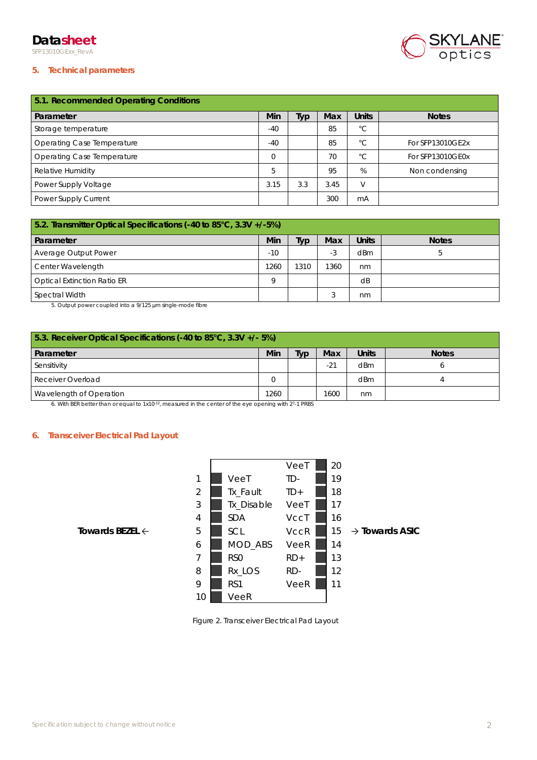## 5. Technical parameters

| 5.1. Recommended Operating Conditions | | | | | |
|---|---|---|---|---|---|
| **Parameter** | **Min** | **Typ** | **Max** | **Units** | **Notes** |
| Storage temperature | -40 | | 85 | °C | |
| Operating Case Temperature | -40 | | 85 | °C | For SFP13010GE2x |
| Operating Case Temperature | 0 | | 70 | °C | For SFP13010GE0x |
| Relative Humidity | 5 | | 95 | % | Non condensing |
| Power Supply Voltage | 3.15 | 3.3 | 3.45 | V | |
| Power Supply Current | | | 300 | mA | |

| 5.2. Transmitter Optical Specifications (-40 to 85°C, 3.3V +/-5%) | | | | | |
|---|---|---|---|---|---|
| **Parameter** | **Min** | **Typ** | **Max** | **Units** | **Notes** |
| Average Output Power | -10 | | -3 | dBm | 5 |
| Center Wavelength | 1260 | 1310 | 1360 | nm | |
| Optical Extinction Ratio ER | 9 | | | dB | |
| Spectral Width | | | 3 | nm | |

5. Output power coupled into a 9/125 µm single-mode fibre

| 5.3. Receiver Optical Specifications (-40 to 85°C, 3.3V +/- 5%) | | | | | |
|---|---|---|---|---|---|
| **Parameter** | **Min** | **Typ** | **Max** | **Units** | **Notes** |
| Sensitivity | | | -21 | dBm | 6 |
| Receiver Overload | 0 | | | dBm | 4 |
| Wavelength of Operation | 1260 | | 1600 | nm | |

6. With BER better than or equal to $1x10^{-12}$, measured in the center of the eye opening with $2^7$-1 PRBS

## 6. Transceiver Electrical Pad Layout

**Towards BEZEL** ← | → **Towards ASIC**

| Pin | Signal | Signal | Pin |
|---|---|---|---|
| | | VeeT | 20 |
| 1 | VeeT | TD- | 19 |
| 2 | Tx_Fault | TD+ | 18 |
| 3 | Tx_Disable | VeeT | 17 |
| 4 | SDA | VccT | 16 |
| 5 | SCL | VccR | 15 |
| 6 | MOD_ABS | VeeR | 14 |
| 7 | RS0 | RD+ | 13 |
| 8 | Rx_LOS | RD- | 12 |
| 9 | RS1 | VeeR | 11 |
| 10 | VeeR | | |

Figure 2. Transceiver Electrical Pad Layout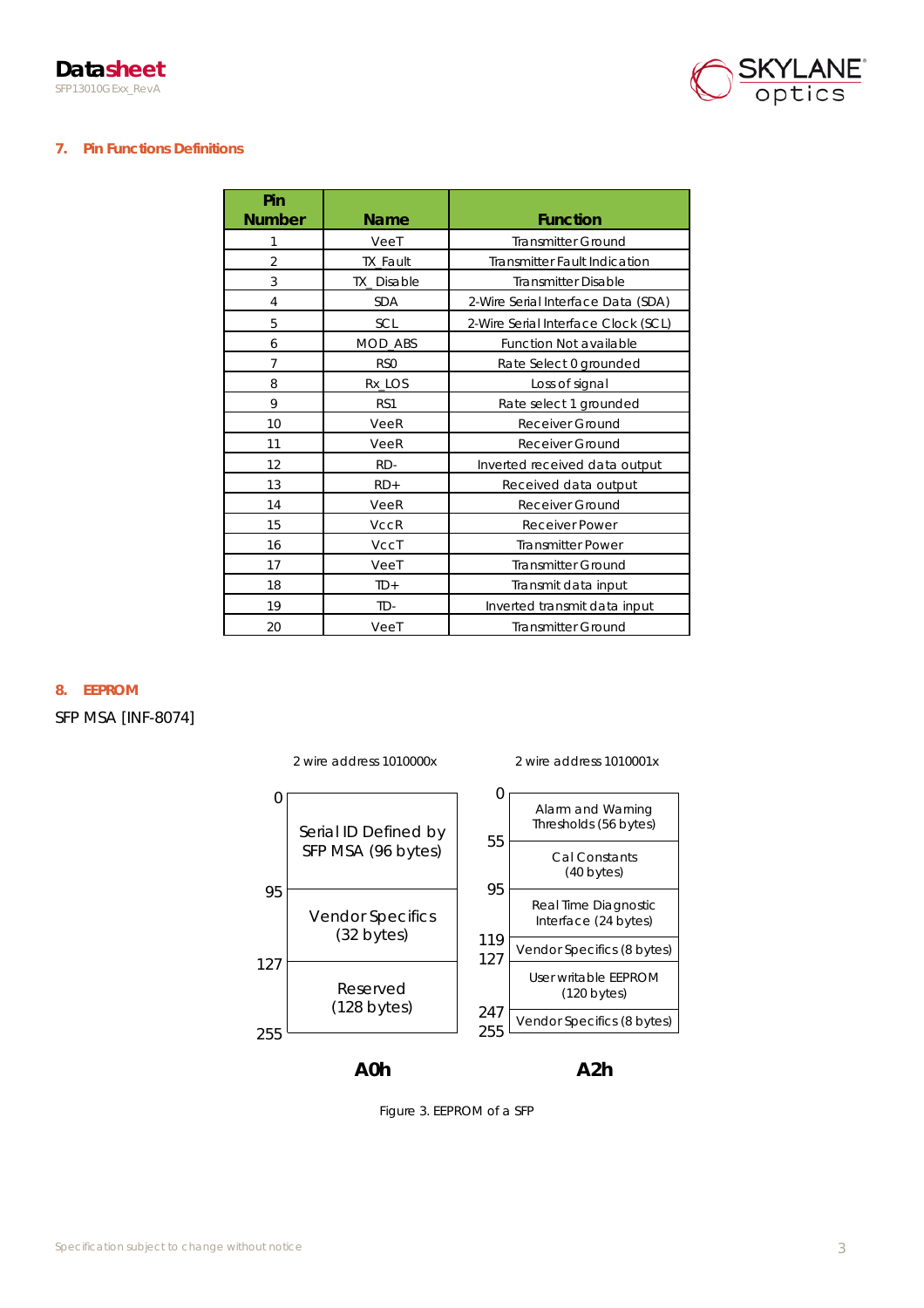## 7. Pin Functions Definitions

| Pin Number | Name | Function |
|---|---|---|
| 1 | VeeT | Transmitter Ground |
| 2 | TX_Fault | Transmitter Fault Indication |
| 3 | TX_Disable | Transmitter Disable |
| 4 | SDA | 2-Wire Serial Interface Data (SDA) |
| 5 | SCL | 2-Wire Serial Interface Clock (SCL) |
| 6 | MOD_ABS | Function Not available |
| 7 | RS0 | Rate Select 0 grounded |
| 8 | Rx_LOS | Loss of signal |
| 9 | RS1 | Rate select 1 grounded |
| 10 | VeeR | Receiver Ground |
| 11 | VeeR | Receiver Ground |
| 12 | RD- | Inverted received data output |
| 13 | RD+ | Received data output |
| 14 | VeeR | Receiver Ground |
| 15 | VccR | Receiver Power |
| 16 | VccT | Transmitter Power |
| 17 | VeeT | Transmitter Ground |
| 18 | TD+ | Transmit data input |
| 19 | TD- | Inverted transmit data input |
| 20 | VeeT | Transmitter Ground |

## 8. EEPROM

SFP MSA [INF-8074]

**A0h** — 2 wire address 1010000x

| Address | Content |
|---|---|
| 0–95 | Serial ID Defined by SFP MSA (96 bytes) |
| 95–127 | Vendor Specifics (32 bytes) |
| 127–255 | Reserved (128 bytes) |

**A2h** — 2 wire address 1010001x

| Address | Content |
|---|---|
| 0–55 | Alarm and Warning Thresholds (56 bytes) |
| 55–95 | Cal Constants (40 bytes) |
| 95–119 | Real Time Diagnostic Interface (24 bytes) |
| 119–127 | Vendor Specifics (8 bytes) |
| 127–247 | User writable EEPROM (120 bytes) |
| 247–255 | Vendor Specifics (8 bytes) |

Figure 3. EEPROM of a SFP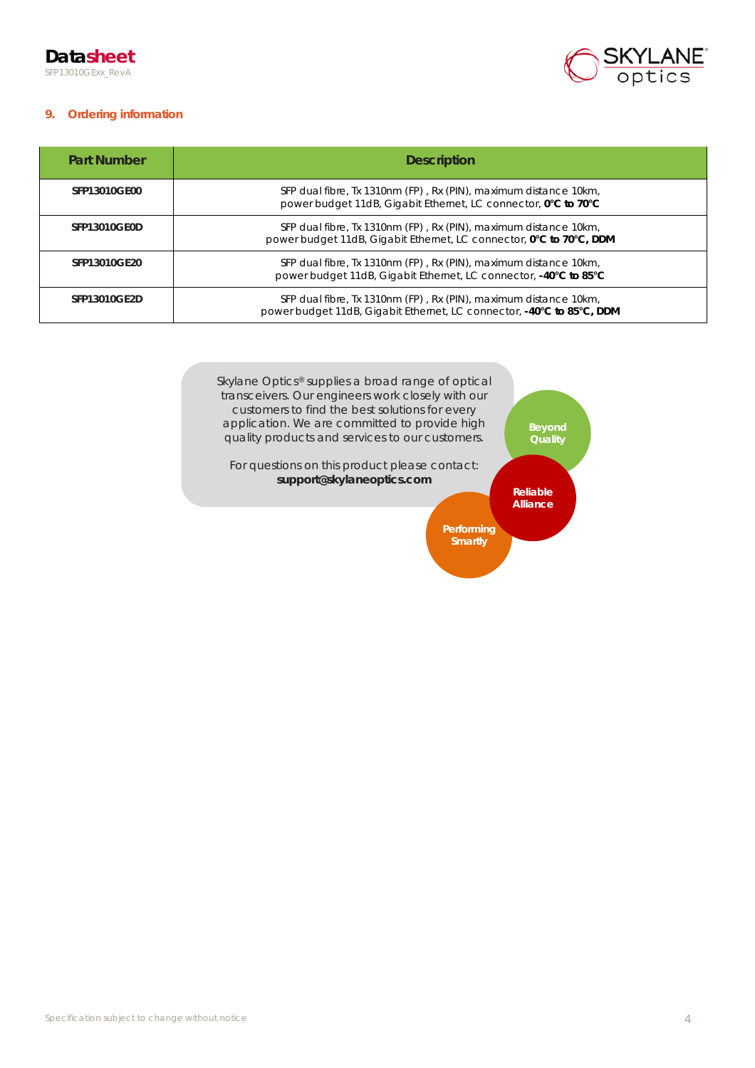## 9. Ordering information

| Part Number | Description |
|---|---|
| SFP13010GE00 | SFP dual fibre, Tx 1310nm (FP) , Rx (PIN), maximum distance 10km, power budget 11dB, Gigabit Ethernet, LC connector, **0°C to 70°C** |
| SFP13010GE0D | SFP dual fibre, Tx 1310nm (FP) , Rx (PIN), maximum distance 10km, power budget 11dB, Gigabit Ethernet, LC connector, **0°C to 70°C, DDM** |
| SFP13010GE20 | SFP dual fibre, Tx 1310nm (FP) , Rx (PIN), maximum distance 10km, power budget 11dB, Gigabit Ethernet, LC connector, **-40°C to 85°C** |
| SFP13010GE2D | SFP dual fibre, Tx 1310nm (FP) , Rx (PIN), maximum distance 10km, power budget 11dB, Gigabit Ethernet, LC connector, **-40°C to 85°C, DDM** |

Skylane Optics® supplies a broad range of optical transceivers. Our engineers work closely with our customers to find the best solutions for every application. We are committed to provide high quality products and services to our customers.

For questions on this product please contact:
**support@skylaneoptics.com**

Beyond Quality

Reliable Alliance

Performing Smartly